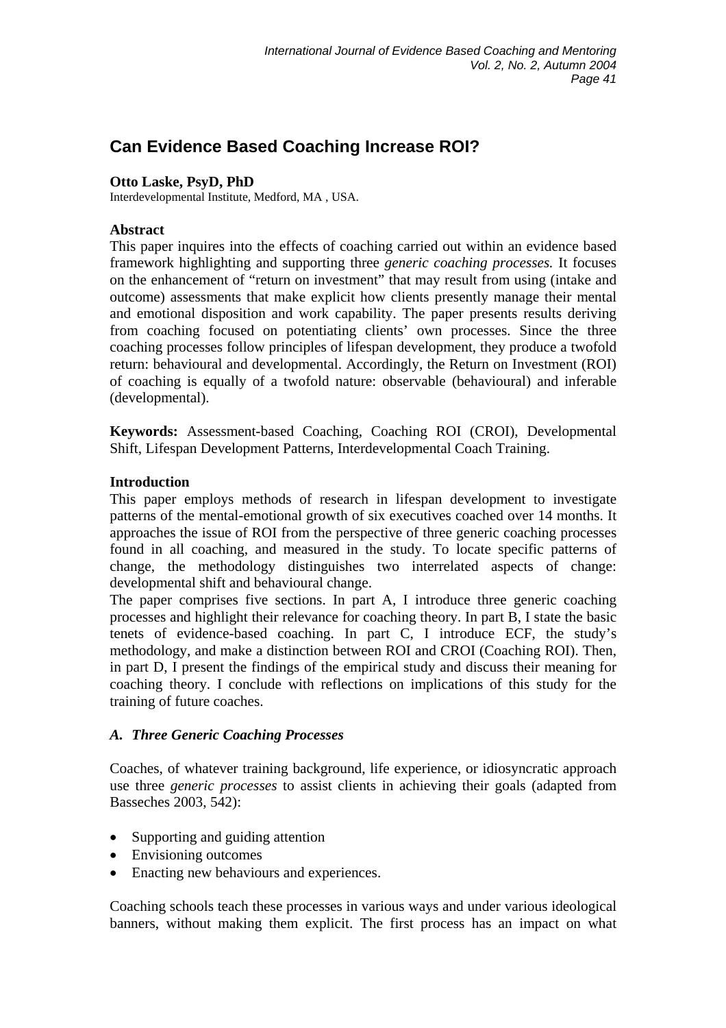# Can Evidence Based Coaching Increase ROI?

**Otto Laske, PsyD, PhD**
Interdevelopmental Institute, Medford, MA , USA.

**Abstract**
This paper inquires into the effects of coaching carried out within an evidence based framework highlighting and supporting three *generic coaching processes.* It focuses on the enhancement of "return on investment" that may result from using (intake and outcome) assessments that make explicit how clients presently manage their mental and emotional disposition and work capability. The paper presents results deriving from coaching focused on potentiating clients' own processes. Since the three coaching processes follow principles of lifespan development, they produce a twofold return: behavioural and developmental. Accordingly, the Return on Investment (ROI) of coaching is equally of a twofold nature: observable (behavioural) and inferable (developmental).

**Keywords:** Assessment-based Coaching, Coaching ROI (CROI), Developmental Shift, Lifespan Development Patterns, Interdevelopmental Coach Training.

**Introduction**
This paper employs methods of research in lifespan development to investigate patterns of the mental-emotional growth of six executives coached over 14 months. It approaches the issue of ROI from the perspective of three generic coaching processes found in all coaching, and measured in the study. To locate specific patterns of change, the methodology distinguishes two interrelated aspects of change: developmental shift and behavioural change.
The paper comprises five sections. In part A, I introduce three generic coaching processes and highlight their relevance for coaching theory. In part B, I state the basic tenets of evidence-based coaching. In part C, I introduce ECF, the study's methodology, and make a distinction between ROI and CROI (Coaching ROI). Then, in part D, I present the findings of the empirical study and discuss their meaning for coaching theory. I conclude with reflections on implications of this study for the training of future coaches.

## *A. Three Generic Coaching Processes*

Coaches, of whatever training background, life experience, or idiosyncratic approach use three *generic processes* to assist clients in achieving their goals (adapted from Basseches 2003, 542):

- Supporting and guiding attention
- Envisioning outcomes
- Enacting new behaviours and experiences.

Coaching schools teach these processes in various ways and under various ideological banners, without making them explicit. The first process has an impact on what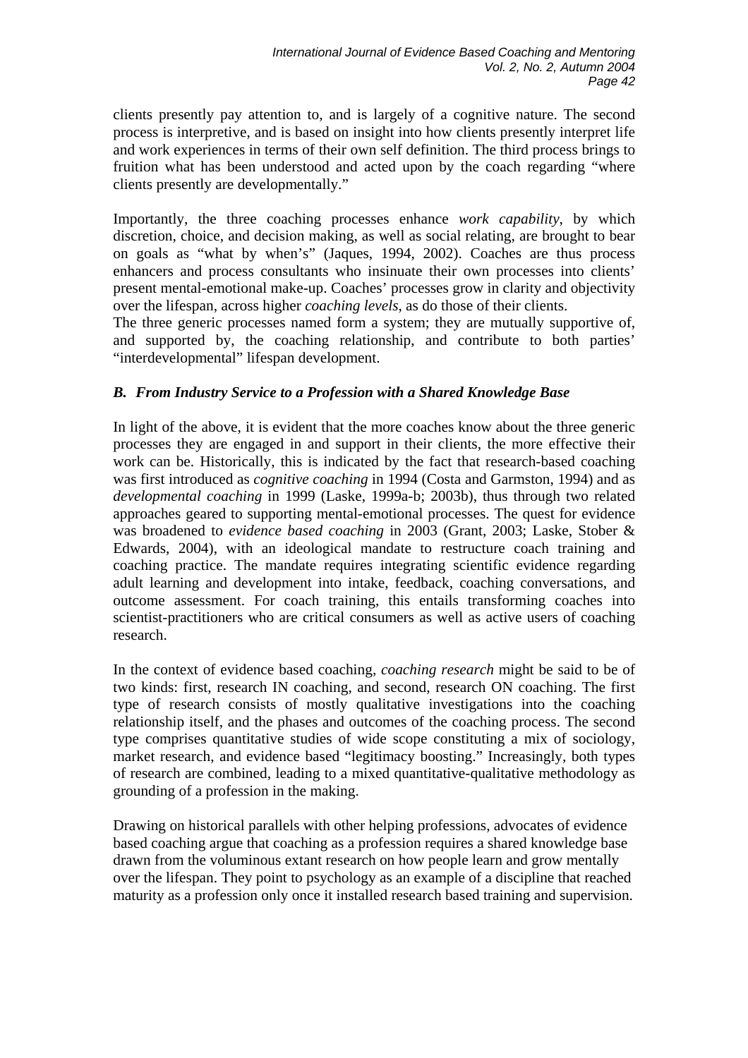clients presently pay attention to, and is largely of a cognitive nature. The second process is interpretive, and is based on insight into how clients presently interpret life and work experiences in terms of their own self definition. The third process brings to fruition what has been understood and acted upon by the coach regarding "where clients presently are developmentally."

Importantly, the three coaching processes enhance *work capability*, by which discretion, choice, and decision making, as well as social relating, are brought to bear on goals as "what by when's" (Jaques, 1994, 2002). Coaches are thus process enhancers and process consultants who insinuate their own processes into clients' present mental-emotional make-up. Coaches' processes grow in clarity and objectivity over the lifespan, across higher *coaching levels*, as do those of their clients.
The three generic processes named form a system; they are mutually supportive of, and supported by, the coaching relationship, and contribute to both parties' "interdevelopmental" lifespan development.

### *B. From Industry Service to a Profession with a Shared Knowledge Base*

In light of the above, it is evident that the more coaches know about the three generic processes they are engaged in and support in their clients, the more effective their work can be. Historically, this is indicated by the fact that research-based coaching was first introduced as *cognitive coaching* in 1994 (Costa and Garmston, 1994) and as *developmental coaching* in 1999 (Laske, 1999a-b; 2003b), thus through two related approaches geared to supporting mental-emotional processes. The quest for evidence was broadened to *evidence based coaching* in 2003 (Grant, 2003; Laske, Stober & Edwards, 2004), with an ideological mandate to restructure coach training and coaching practice. The mandate requires integrating scientific evidence regarding adult learning and development into intake, feedback, coaching conversations, and outcome assessment. For coach training, this entails transforming coaches into scientist-practitioners who are critical consumers as well as active users of coaching research.

In the context of evidence based coaching, *coaching research* might be said to be of two kinds: first, research IN coaching, and second, research ON coaching. The first type of research consists of mostly qualitative investigations into the coaching relationship itself, and the phases and outcomes of the coaching process. The second type comprises quantitative studies of wide scope constituting a mix of sociology, market research, and evidence based "legitimacy boosting." Increasingly, both types of research are combined, leading to a mixed quantitative-qualitative methodology as grounding of a profession in the making.

Drawing on historical parallels with other helping professions, advocates of evidence based coaching argue that coaching as a profession requires a shared knowledge base drawn from the voluminous extant research on how people learn and grow mentally over the lifespan. They point to psychology as an example of a discipline that reached maturity as a profession only once it installed research based training and supervision.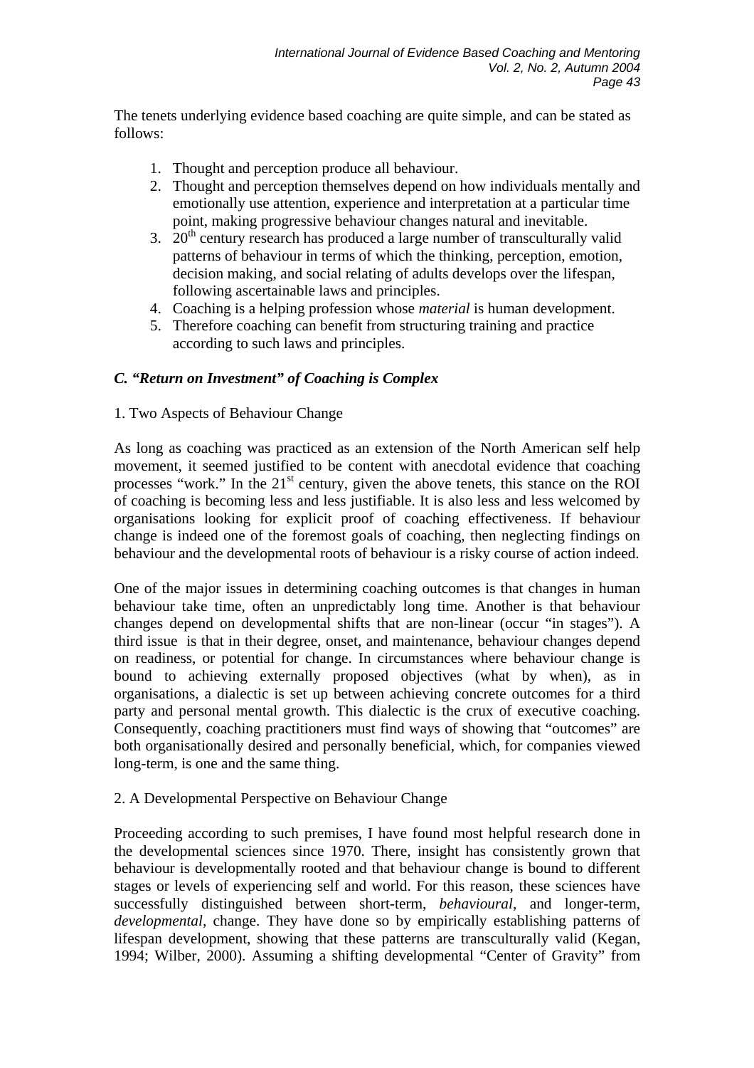The tenets underlying evidence based coaching are quite simple, and can be stated as follows:

1. Thought and perception produce all behaviour.
2. Thought and perception themselves depend on how individuals mentally and emotionally use attention, experience and interpretation at a particular time point, making progressive behaviour changes natural and inevitable.
3. 20th century research has produced a large number of transculturally valid patterns of behaviour in terms of which the thinking, perception, emotion, decision making, and social relating of adults develops over the lifespan, following ascertainable laws and principles.
4. Coaching is a helping profession whose *material* is human development.
5. Therefore coaching can benefit from structuring training and practice according to such laws and principles.

### *C. "Return on Investment" of Coaching is Complex*

1. Two Aspects of Behaviour Change

As long as coaching was practiced as an extension of the North American self help movement, it seemed justified to be content with anecdotal evidence that coaching processes "work." In the 21st century, given the above tenets, this stance on the ROI of coaching is becoming less and less justifiable. It is also less and less welcomed by organisations looking for explicit proof of coaching effectiveness. If behaviour change is indeed one of the foremost goals of coaching, then neglecting findings on behaviour and the developmental roots of behaviour is a risky course of action indeed.

One of the major issues in determining coaching outcomes is that changes in human behaviour take time, often an unpredictably long time. Another is that behaviour changes depend on developmental shifts that are non-linear (occur "in stages"). A third issue is that in their degree, onset, and maintenance, behaviour changes depend on readiness, or potential for change. In circumstances where behaviour change is bound to achieving externally proposed objectives (what by when), as in organisations, a dialectic is set up between achieving concrete outcomes for a third party and personal mental growth. This dialectic is the crux of executive coaching. Consequently, coaching practitioners must find ways of showing that "outcomes" are both organisationally desired and personally beneficial, which, for companies viewed long-term, is one and the same thing.

2. A Developmental Perspective on Behaviour Change

Proceeding according to such premises, I have found most helpful research done in the developmental sciences since 1970. There, insight has consistently grown that behaviour is developmentally rooted and that behaviour change is bound to different stages or levels of experiencing self and world. For this reason, these sciences have successfully distinguished between short-term, *behavioural*, and longer-term, *developmental*, change. They have done so by empirically establishing patterns of lifespan development, showing that these patterns are transculturally valid (Kegan, 1994; Wilber, 2000). Assuming a shifting developmental "Center of Gravity" from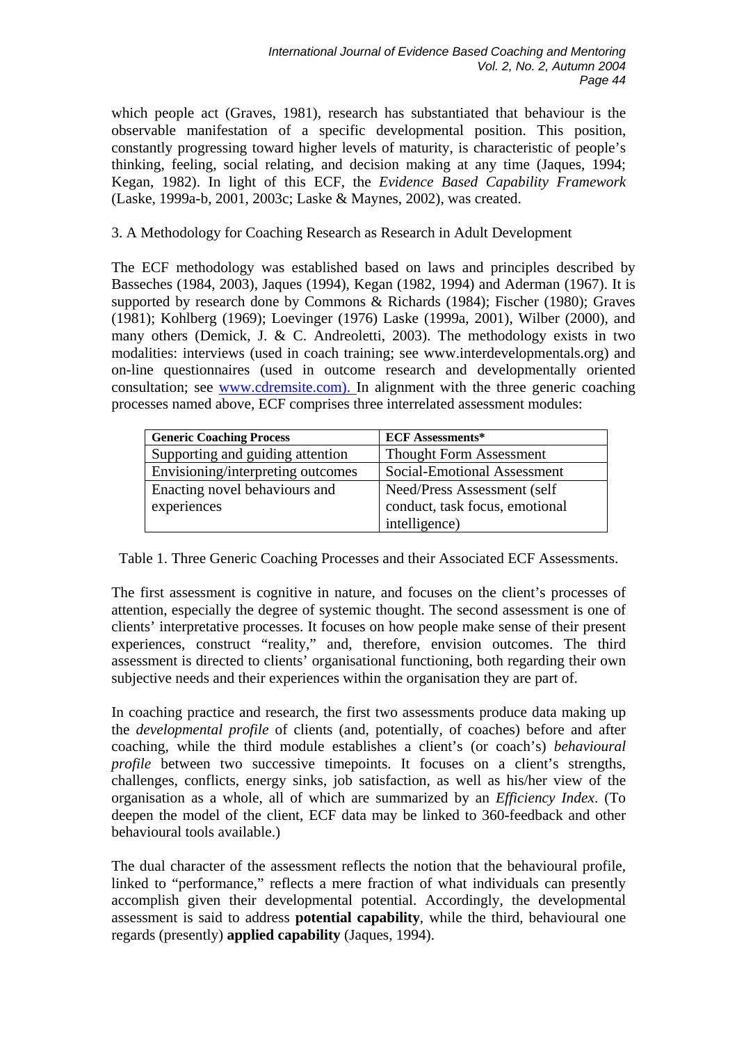which people act (Graves, 1981), research has substantiated that behaviour is the observable manifestation of a specific developmental position. This position, constantly progressing toward higher levels of maturity, is characteristic of people's thinking, feeling, social relating, and decision making at any time (Jaques, 1994; Kegan, 1982). In light of this ECF, the *Evidence Based Capability Framework* (Laske, 1999a-b, 2001, 2003c; Laske & Maynes, 2002), was created.

## 3. A Methodology for Coaching Research as Research in Adult Development

The ECF methodology was established based on laws and principles described by Basseches (1984, 2003), Jaques (1994), Kegan (1982, 1994) and Aderman (1967). It is supported by research done by Commons & Richards (1984); Fischer (1980); Graves (1981); Kohlberg (1969); Loevinger (1976) Laske (1999a, 2001), Wilber (2000), and many others (Demick, J. & C. Andreoletti, 2003). The methodology exists in two modalities: interviews (used in coach training; see www.interdevelopmentals.org) and on-line questionnaires (used in outcome research and developmentally oriented consultation; see www.cdremsite.com). In alignment with the three generic coaching processes named above, ECF comprises three interrelated assessment modules:

| Generic Coaching Process | ECF Assessments* |
|---|---|
| Supporting and guiding attention | Thought Form Assessment |
| Envisioning/interpreting outcomes | Social-Emotional Assessment |
| Enacting novel behaviours and experiences | Need/Press Assessment (self conduct, task focus, emotional intelligence) |

Table 1. Three Generic Coaching Processes and their Associated ECF Assessments.

The first assessment is cognitive in nature, and focuses on the client's processes of attention, especially the degree of systemic thought. The second assessment is one of clients' interpretative processes. It focuses on how people make sense of their present experiences, construct "reality," and, therefore, envision outcomes. The third assessment is directed to clients' organisational functioning, both regarding their own subjective needs and their experiences within the organisation they are part of.

In coaching practice and research, the first two assessments produce data making up the *developmental profile* of clients (and, potentially, of coaches) before and after coaching, while the third module establishes a client's (or coach's) *behavioural profile* between two successive timepoints. It focuses on a client's strengths, challenges, conflicts, energy sinks, job satisfaction, as well as his/her view of the organisation as a whole, all of which are summarized by an *Efficiency Index*. (To deepen the model of the client, ECF data may be linked to 360-feedback and other behavioural tools available.)

The dual character of the assessment reflects the notion that the behavioural profile, linked to "performance," reflects a mere fraction of what individuals can presently accomplish given their developmental potential. Accordingly, the developmental assessment is said to address **potential capability**, while the third, behavioural one regards (presently) **applied capability** (Jaques, 1994).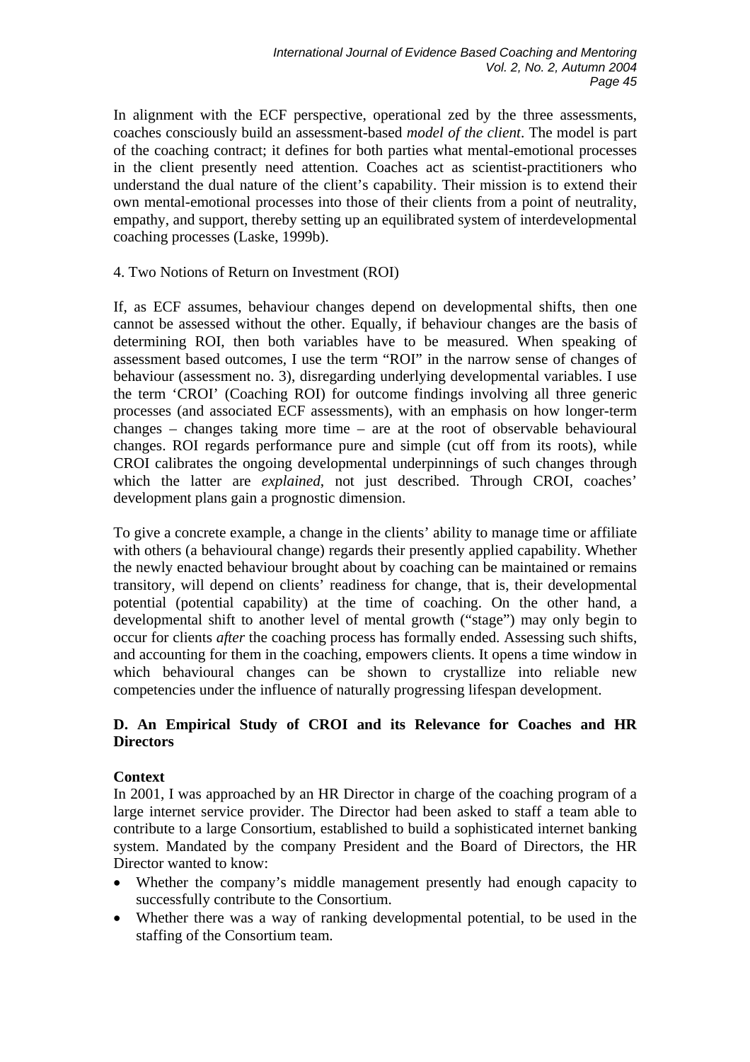In alignment with the ECF perspective, operational zed by the three assessments, coaches consciously build an assessment-based *model of the client*. The model is part of the coaching contract; it defines for both parties what mental-emotional processes in the client presently need attention. Coaches act as scientist-practitioners who understand the dual nature of the client's capability. Their mission is to extend their own mental-emotional processes into those of their clients from a point of neutrality, empathy, and support, thereby setting up an equilibrated system of interdevelopmental coaching processes (Laske, 1999b).

4. Two Notions of Return on Investment (ROI)

If, as ECF assumes, behaviour changes depend on developmental shifts, then one cannot be assessed without the other. Equally, if behaviour changes are the basis of determining ROI, then both variables have to be measured. When speaking of assessment based outcomes, I use the term "ROI" in the narrow sense of changes of behaviour (assessment no. 3), disregarding underlying developmental variables. I use the term 'CROI' (Coaching ROI) for outcome findings involving all three generic processes (and associated ECF assessments), with an emphasis on how longer-term changes – changes taking more time – are at the root of observable behavioural changes. ROI regards performance pure and simple (cut off from its roots), while CROI calibrates the ongoing developmental underpinnings of such changes through which the latter are *explained*, not just described. Through CROI, coaches' development plans gain a prognostic dimension.

To give a concrete example, a change in the clients' ability to manage time or affiliate with others (a behavioural change) regards their presently applied capability. Whether the newly enacted behaviour brought about by coaching can be maintained or remains transitory, will depend on clients' readiness for change, that is, their developmental potential (potential capability) at the time of coaching. On the other hand, a developmental shift to another level of mental growth ("stage") may only begin to occur for clients *after* the coaching process has formally ended. Assessing such shifts, and accounting for them in the coaching, empowers clients. It opens a time window in which behavioural changes can be shown to crystallize into reliable new competencies under the influence of naturally progressing lifespan development.

## D. An Empirical Study of CROI and its Relevance for Coaches and HR Directors

**Context**

In 2001, I was approached by an HR Director in charge of the coaching program of a large internet service provider. The Director had been asked to staff a team able to contribute to a large Consortium, established to build a sophisticated internet banking system. Mandated by the company President and the Board of Directors, the HR Director wanted to know:

- Whether the company's middle management presently had enough capacity to successfully contribute to the Consortium.
- Whether there was a way of ranking developmental potential, to be used in the staffing of the Consortium team.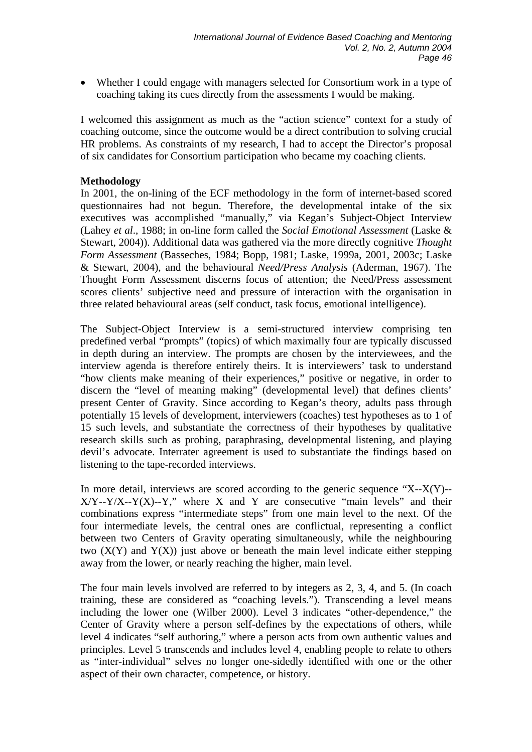- Whether I could engage with managers selected for Consortium work in a type of coaching taking its cues directly from the assessments I would be making.

I welcomed this assignment as much as the "action science" context for a study of coaching outcome, since the outcome would be a direct contribution to solving crucial HR problems. As constraints of my research, I had to accept the Director's proposal of six candidates for Consortium participation who became my coaching clients.

**Methodology**

In 2001, the on-lining of the ECF methodology in the form of internet-based scored questionnaires had not begun. Therefore, the developmental intake of the six executives was accomplished "manually," via Kegan's Subject-Object Interview (Lahey *et al*., 1988; in on-line form called the *Social Emotional Assessment* (Laske & Stewart, 2004)). Additional data was gathered via the more directly cognitive *Thought Form Assessment* (Basseches, 1984; Bopp, 1981; Laske, 1999a, 2001, 2003c; Laske & Stewart, 2004), and the behavioural *Need/Press Analysis* (Aderman, 1967). The Thought Form Assessment discerns focus of attention; the Need/Press assessment scores clients' subjective need and pressure of interaction with the organisation in three related behavioural areas (self conduct, task focus, emotional intelligence).

The Subject-Object Interview is a semi-structured interview comprising ten predefined verbal "prompts" (topics) of which maximally four are typically discussed in depth during an interview. The prompts are chosen by the interviewees, and the interview agenda is therefore entirely theirs. It is interviewers' task to understand "how clients make meaning of their experiences," positive or negative, in order to discern the "level of meaning making" (developmental level) that defines clients' present Center of Gravity. Since according to Kegan's theory, adults pass through potentially 15 levels of development, interviewers (coaches) test hypotheses as to 1 of 15 such levels, and substantiate the correctness of their hypotheses by qualitative research skills such as probing, paraphrasing, developmental listening, and playing devil's advocate. Interrater agreement is used to substantiate the findings based on listening to the tape-recorded interviews.

In more detail, interviews are scored according to the generic sequence "X--X(Y)--X/Y--Y/X--Y(X)--Y," where X and Y are consecutive "main levels" and their combinations express "intermediate steps" from one main level to the next. Of the four intermediate levels, the central ones are conflictual, representing a conflict between two Centers of Gravity operating simultaneously, while the neighbouring two (X(Y) and Y(X)) just above or beneath the main level indicate either stepping away from the lower, or nearly reaching the higher, main level.

The four main levels involved are referred to by integers as 2, 3, 4, and 5. (In coach training, these are considered as "coaching levels."). Transcending a level means including the lower one (Wilber 2000). Level 3 indicates "other-dependence," the Center of Gravity where a person self-defines by the expectations of others, while level 4 indicates "self authoring," where a person acts from own authentic values and principles. Level 5 transcends and includes level 4, enabling people to relate to others as "inter-individual" selves no longer one-sidedly identified with one or the other aspect of their own character, competence, or history.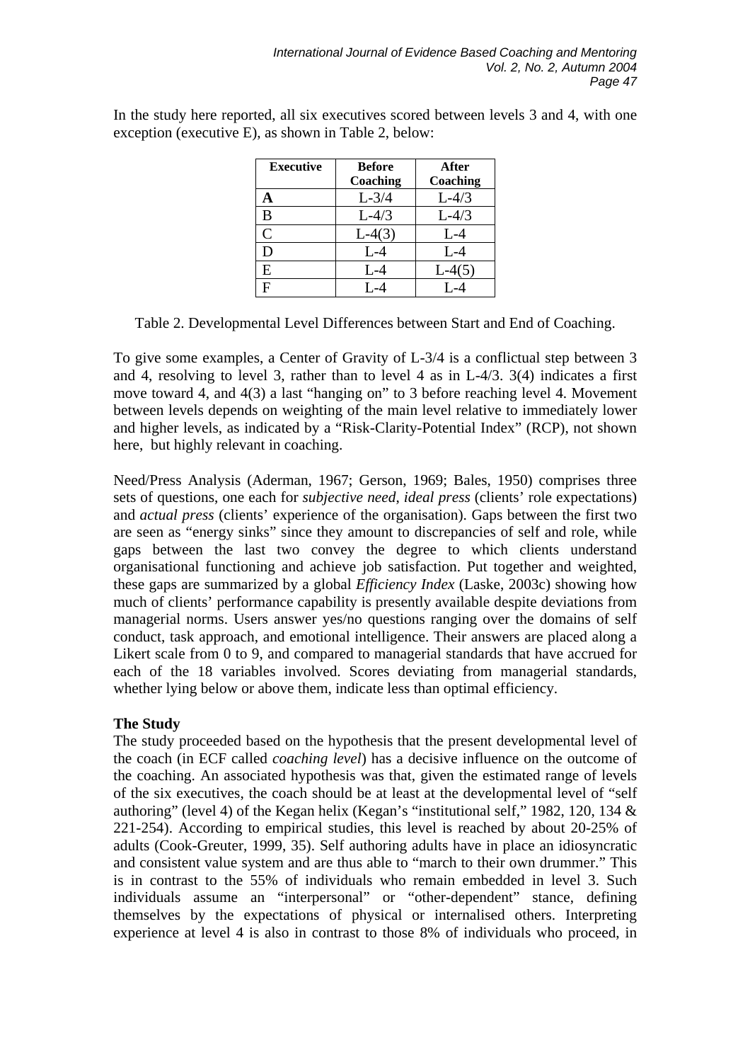In the study here reported, all six executives scored between levels 3 and 4, with one exception (executive E), as shown in Table 2, below:

| Executive | Before Coaching | After Coaching |
|---|---|---|
| **A** | L-3/4 | L-4/3 |
| B | L-4/3 | L-4/3 |
| C | L-4(3) | L-4 |
| D | L-4 | L-4 |
| E | L-4 | L-4(5) |
| F | L-4 | L-4 |

Table 2. Developmental Level Differences between Start and End of Coaching.

To give some examples, a Center of Gravity of L-3/4 is a conflictual step between 3 and 4, resolving to level 3, rather than to level 4 as in L-4/3. 3(4) indicates a first move toward 4, and 4(3) a last "hanging on" to 3 before reaching level 4. Movement between levels depends on weighting of the main level relative to immediately lower and higher levels, as indicated by a "Risk-Clarity-Potential Index" (RCP), not shown here, but highly relevant in coaching.

Need/Press Analysis (Aderman, 1967; Gerson, 1969; Bales, 1950) comprises three sets of questions, one each for *subjective need*, *ideal press* (clients' role expectations) and *actual press* (clients' experience of the organisation). Gaps between the first two are seen as "energy sinks" since they amount to discrepancies of self and role, while gaps between the last two convey the degree to which clients understand organisational functioning and achieve job satisfaction. Put together and weighted, these gaps are summarized by a global *Efficiency Index* (Laske, 2003c) showing how much of clients' performance capability is presently available despite deviations from managerial norms. Users answer yes/no questions ranging over the domains of self conduct, task approach, and emotional intelligence. Their answers are placed along a Likert scale from 0 to 9, and compared to managerial standards that have accrued for each of the 18 variables involved. Scores deviating from managerial standards, whether lying below or above them, indicate less than optimal efficiency.

**The Study**

The study proceeded based on the hypothesis that the present developmental level of the coach (in ECF called *coaching level*) has a decisive influence on the outcome of the coaching. An associated hypothesis was that, given the estimated range of levels of the six executives, the coach should be at least at the developmental level of "self authoring" (level 4) of the Kegan helix (Kegan's "institutional self," 1982, 120, 134 & 221-254). According to empirical studies, this level is reached by about 20-25% of adults (Cook-Greuter, 1999, 35). Self authoring adults have in place an idiosyncratic and consistent value system and are thus able to "march to their own drummer." This is in contrast to the 55% of individuals who remain embedded in level 3. Such individuals assume an "interpersonal" or "other-dependent" stance, defining themselves by the expectations of physical or internalised others. Interpreting experience at level 4 is also in contrast to those 8% of individuals who proceed, in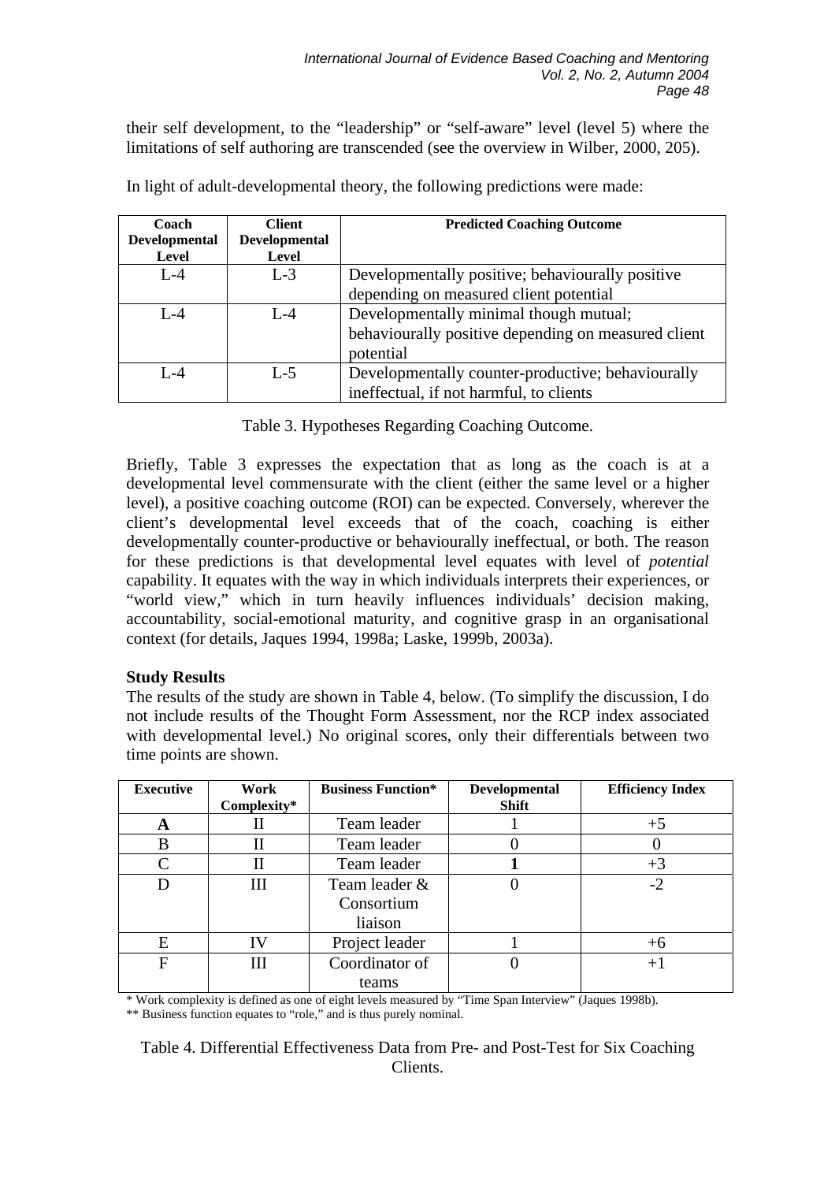their self development, to the "leadership" or "self-aware" level (level 5) where the limitations of self authoring are transcended (see the overview in Wilber, 2000, 205).

In light of adult-developmental theory, the following predictions were made:

| Coach Developmental Level | Client Developmental Level | Predicted Coaching Outcome |
|---|---|---|
| L-4 | L-3 | Developmentally positive; behaviourally positive depending on measured client potential |
| L-4 | L-4 | Developmentally minimal though mutual; behaviourally positive depending on measured client potential |
| L-4 | L-5 | Developmentally counter-productive; behaviourally ineffectual, if not harmful, to clients |

Table 3. Hypotheses Regarding Coaching Outcome.

Briefly, Table 3 expresses the expectation that as long as the coach is at a developmental level commensurate with the client (either the same level or a higher level), a positive coaching outcome (ROI) can be expected. Conversely, wherever the client's developmental level exceeds that of the coach, coaching is either developmentally counter-productive or behaviourally ineffectual, or both. The reason for these predictions is that developmental level equates with level of *potential* capability. It equates with the way in which individuals interprets their experiences, or "world view," which in turn heavily influences individuals' decision making, accountability, social-emotional maturity, and cognitive grasp in an organisational context (for details, Jaques 1994, 1998a; Laske, 1999b, 2003a).

**Study Results**

The results of the study are shown in Table 4, below. (To simplify the discussion, I do not include results of the Thought Form Assessment, nor the RCP index associated with developmental level.) No original scores, only their differentials between two time points are shown.

| Executive | Work Complexity* | Business Function* | Developmental Shift | Efficiency Index |
|---|---|---|---|---|
| **A** | II | Team leader | 1 | +5 |
| B | II | Team leader | 0 | 0 |
| C | II | Team leader | **1** | +3 |
| D | III | Team leader & Consortium liaison | 0 | -2 |
| E | IV | Project leader | 1 | +6 |
| F | III | Coordinator of teams | 0 | +1 |

\* Work complexity is defined as one of eight levels measured by "Time Span Interview" (Jaques 1998b).
\*\* Business function equates to "role," and is thus purely nominal.

Table 4. Differential Effectiveness Data from Pre- and Post-Test for Six Coaching Clients.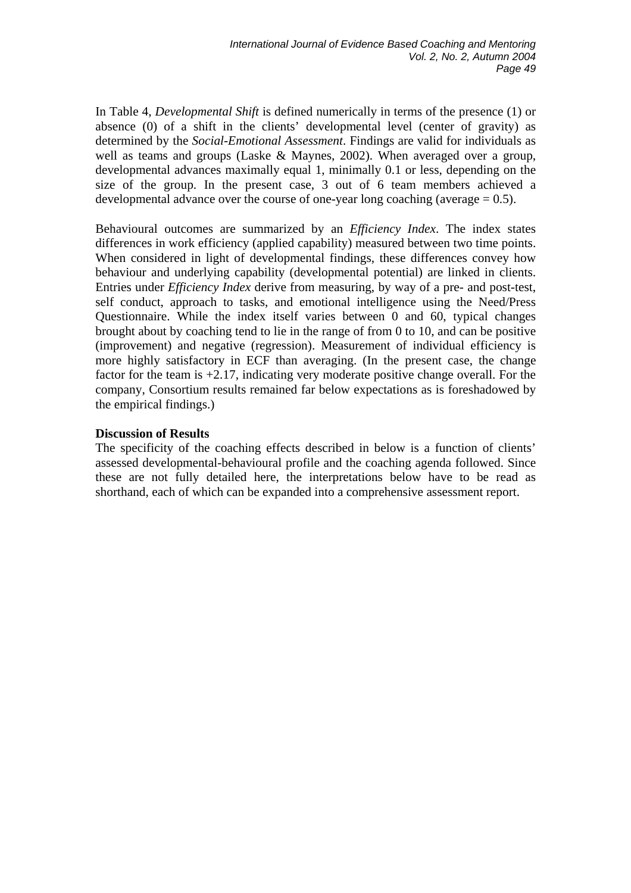In Table 4, *Developmental Shift* is defined numerically in terms of the presence (1) or absence (0) of a shift in the clients' developmental level (center of gravity) as determined by the *Social-Emotional Assessment*. Findings are valid for individuals as well as teams and groups (Laske & Maynes, 2002). When averaged over a group, developmental advances maximally equal 1, minimally 0.1 or less, depending on the size of the group. In the present case, 3 out of 6 team members achieved a developmental advance over the course of one-year long coaching (average = 0.5).

Behavioural outcomes are summarized by an *Efficiency Index*. The index states differences in work efficiency (applied capability) measured between two time points. When considered in light of developmental findings, these differences convey how behaviour and underlying capability (developmental potential) are linked in clients. Entries under *Efficiency Index* derive from measuring, by way of a pre- and post-test, self conduct, approach to tasks, and emotional intelligence using the Need/Press Questionnaire. While the index itself varies between 0 and 60, typical changes brought about by coaching tend to lie in the range of from 0 to 10, and can be positive (improvement) and negative (regression). Measurement of individual efficiency is more highly satisfactory in ECF than averaging. (In the present case, the change factor for the team is +2.17, indicating very moderate positive change overall. For the company, Consortium results remained far below expectations as is foreshadowed by the empirical findings.)

**Discussion of Results**

The specificity of the coaching effects described in below is a function of clients' assessed developmental-behavioural profile and the coaching agenda followed. Since these are not fully detailed here, the interpretations below have to be read as shorthand, each of which can be expanded into a comprehensive assessment report.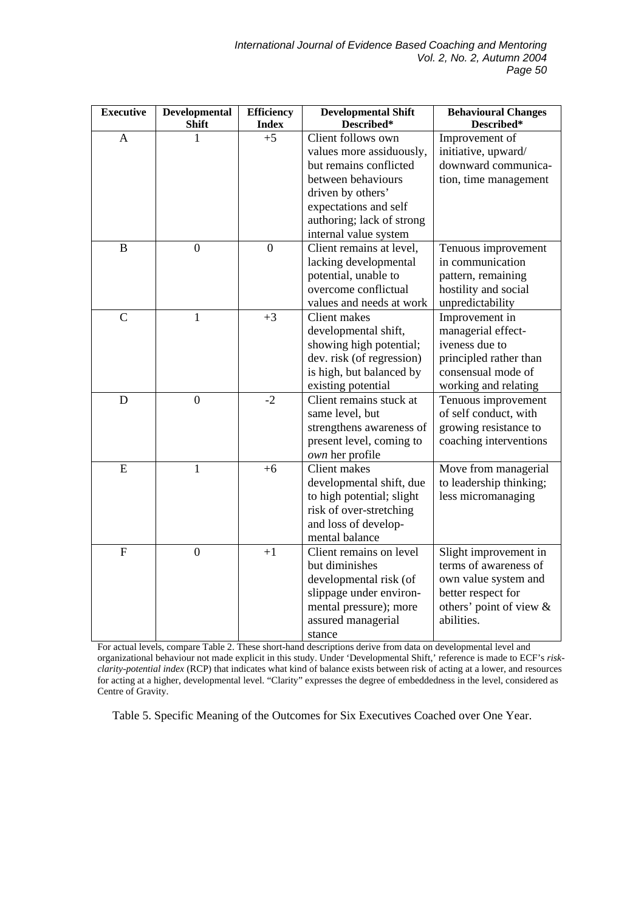| Executive | Developmental Shift | Efficiency Index | Developmental Shift Described* | Behavioural Changes Described* |
|---|---|---|---|---|
| A | 1 | +5 | Client follows own values more assiduously, but remains conflicted between behaviours driven by others' expectations and self authoring; lack of strong internal value system | Improvement of initiative, upward/ downward communication, time management |
| B | 0 | 0 | Client remains at level, lacking developmental potential, unable to overcome conflictual values and needs at work | Tenuous improvement in communication pattern, remaining hostility and social unpredictability |
| C | 1 | +3 | Client makes developmental shift, showing high potential; dev. risk (of regression) is high, but balanced by existing potential | Improvement in managerial effectiveness due to principled rather than consensual mode of working and relating |
| D | 0 | -2 | Client remains stuck at same level, but strengthens awareness of present level, coming to *own* her profile | Tenuous improvement of self conduct, with growing resistance to coaching interventions |
| E | 1 | +6 | Client makes developmental shift, due to high potential; slight risk of over-stretching and loss of developmental balance | Move from managerial to leadership thinking; less micromanaging |
| F | 0 | +1 | Client remains on level but diminishes developmental risk (of slippage under environmental pressure); more assured managerial stance | Slight improvement in terms of awareness of own value system and better respect for others' point of view & abilities. |

For actual levels, compare Table 2. These short-hand descriptions derive from data on developmental level and organizational behaviour not made explicit in this study. Under 'Developmental Shift,' reference is made to ECF's *risk-clarity-potential index* (RCP) that indicates what kind of balance exists between risk of acting at a lower, and resources for acting at a higher, developmental level. "Clarity" expresses the degree of embeddedness in the level, considered as Centre of Gravity.

Table 5. Specific Meaning of the Outcomes for Six Executives Coached over One Year.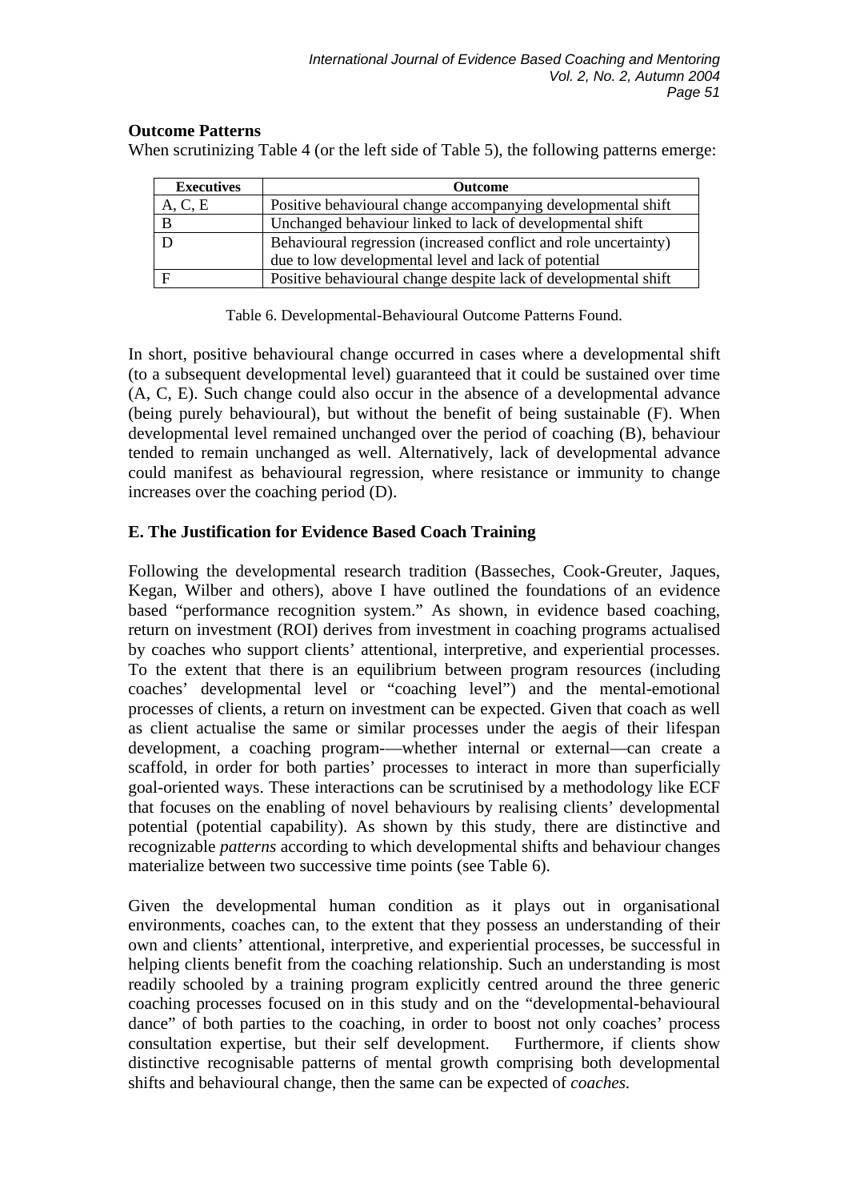**Outcome Patterns**

When scrutinizing Table 4 (or the left side of Table 5), the following patterns emerge:

| Executives | Outcome |
|---|---|
| A, C, E | Positive behavioural change accompanying developmental shift |
| B | Unchanged behaviour linked to lack of developmental shift |
| D | Behavioural regression (increased conflict and role uncertainty) due to low developmental level and lack of potential |
| F | Positive behavioural change despite lack of developmental shift |

Table 6. Developmental-Behavioural Outcome Patterns Found.

In short, positive behavioural change occurred in cases where a developmental shift (to a subsequent developmental level) guaranteed that it could be sustained over time (A, C, E). Such change could also occur in the absence of a developmental advance (being purely behavioural), but without the benefit of being sustainable (F). When developmental level remained unchanged over the period of coaching (B), behaviour tended to remain unchanged as well. Alternatively, lack of developmental advance could manifest as behavioural regression, where resistance or immunity to change increases over the coaching period (D).

## E. The Justification for Evidence Based Coach Training

Following the developmental research tradition (Basseches, Cook-Greuter, Jaques, Kegan, Wilber and others), above I have outlined the foundations of an evidence based "performance recognition system." As shown, in evidence based coaching, return on investment (ROI) derives from investment in coaching programs actualised by coaches who support clients' attentional, interpretive, and experiential processes. To the extent that there is an equilibrium between program resources (including coaches' developmental level or "coaching level") and the mental-emotional processes of clients, a return on investment can be expected. Given that coach as well as client actualise the same or similar processes under the aegis of their lifespan development, a coaching program-—whether internal or external—can create a scaffold, in order for both parties' processes to interact in more than superficially goal-oriented ways. These interactions can be scrutinised by a methodology like ECF that focuses on the enabling of novel behaviours by realising clients' developmental potential (potential capability). As shown by this study, there are distinctive and recognizable *patterns* according to which developmental shifts and behaviour changes materialize between two successive time points (see Table 6).

Given the developmental human condition as it plays out in organisational environments, coaches can, to the extent that they possess an understanding of their own and clients' attentional, interpretive, and experiential processes, be successful in helping clients benefit from the coaching relationship. Such an understanding is most readily schooled by a training program explicitly centred around the three generic coaching processes focused on in this study and on the "developmental-behavioural dance" of both parties to the coaching, in order to boost not only coaches' process consultation expertise, but their self development. Furthermore, if clients show distinctive recognisable patterns of mental growth comprising both developmental shifts and behavioural change, then the same can be expected of *coaches.*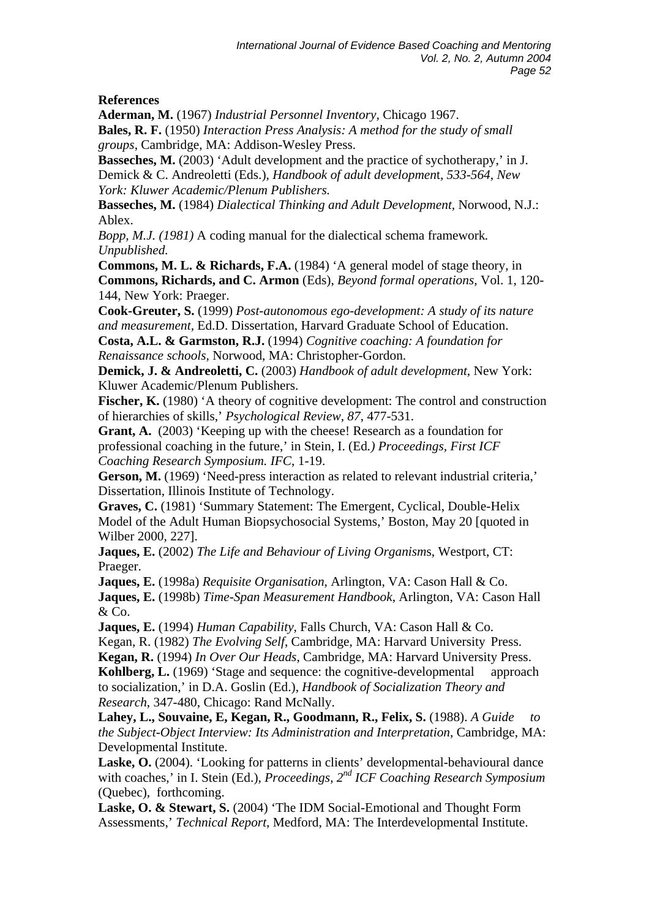**References**

**Aderman, M.** (1967) *Industrial Personnel Inventory*, Chicago 1967.

**Bales, R. F.** (1950) *Interaction Press Analysis: A method for the study of small groups*, Cambridge, MA: Addison-Wesley Press.

**Basseches, M.** (2003) 'Adult development and the practice of sychotherapy,' in J. Demick & C. Andreoletti (Eds.), *Handbook of adult development, 533-564, New York: Kluwer Academic/Plenum Publishers.*

**Basseches, M.** (1984) *Dialectical Thinking and Adult Development,* Norwood, N.J.: Ablex.

*Bopp, M.J. (1981)* A coding manual for the dialectical schema framework*. Unpublished.*

**Commons, M. L. & Richards, F.A.** (1984) 'A general model of stage theory, in **Commons, Richards, and C. Armon** (Eds), *Beyond formal operations,* Vol. 1, 120-144, New York: Praeger.

**Cook-Greuter, S.** (1999) *Post-autonomous ego-development: A study of its nature and measurement,* Ed.D. Dissertation, Harvard Graduate School of Education.

**Costa, A.L. & Garmston, R.J.** (1994) *Cognitive coaching: A foundation for Renaissance schools,* Norwood, MA: Christopher-Gordon.

**Demick, J. & Andreoletti, C.** (2003) *Handbook of adult development*, New York: Kluwer Academic/Plenum Publishers.

**Fischer, K.** (1980) 'A theory of cognitive development: The control and construction of hierarchies of skills,' *Psychological Review, 87*, 477-531.

**Grant, A.** (2003) 'Keeping up with the cheese! Research as a foundation for professional coaching in the future,' in Stein, I. (Ed*.) Proceedings, First ICF Coaching Research Symposium. IFC*, 1-19.

**Gerson, M.** (1969) 'Need-press interaction as related to relevant industrial criteria,' Dissertation, Illinois Institute of Technology.

**Graves, C.** (1981) 'Summary Statement: The Emergent, Cyclical, Double-Helix Model of the Adult Human Biopsychosocial Systems,' Boston, May 20 [quoted in Wilber 2000, 227].

**Jaques, E.** (2002) *The Life and Behaviour of Living Organisms*, Westport, CT: Praeger.

**Jaques, E.** (1998a) *Requisite Organisation,* Arlington, VA: Cason Hall & Co.

**Jaques, E.** (1998b) *Time-Span Measurement Handbook*, Arlington, VA: Cason Hall & Co.

**Jaques, E.** (1994) *Human Capability,* Falls Church, VA: Cason Hall & Co.

Kegan, R. (1982) *The Evolving Self*, Cambridge, MA: Harvard University Press.

**Kegan, R.** (1994) *In Over Our Heads*, Cambridge, MA: Harvard University Press.

**Kohlberg, L.** (1969) 'Stage and sequence: the cognitive-developmental approach to socialization,' in D.A. Goslin (Ed.), *Handbook of Socialization Theory and Research*, 347-480, Chicago: Rand McNally.

**Lahey, L., Souvaine, E, Kegan, R., Goodmann, R., Felix, S.** (1988). *A Guide to the Subject-Object Interview: Its Administration and Interpretation*, Cambridge, MA: Developmental Institute.

**Laske, O.** (2004). 'Looking for patterns in clients' developmental-behavioural dance with coaches,' in I. Stein (Ed.), *Proceedings, 2nd ICF Coaching Research Symposium* (Quebec), forthcoming.

**Laske, O. & Stewart, S.** (2004) 'The IDM Social-Emotional and Thought Form Assessments,' *Technical Report*, Medford, MA: The Interdevelopmental Institute.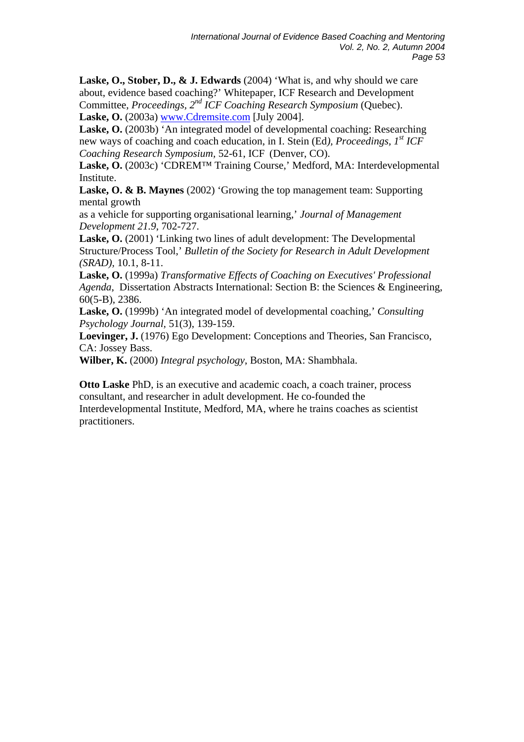**Laske, O., Stober, D., & J. Edwards** (2004) 'What is, and why should we care about, evidence based coaching?' Whitepaper, ICF Research and Development Committee, *Proceedings, 2nd ICF Coaching Research Symposium* (Quebec).

**Laske, O.** (2003a) www.Cdremsite.com [July 2004].

**Laske, O.** (2003b) 'An integrated model of developmental coaching: Researching new ways of coaching and coach education, in I. Stein (Ed), *Proceedings, 1st ICF Coaching Research Symposium*, 52-61, ICF (Denver, CO).

**Laske, O.** (2003c) 'CDREM™ Training Course,' Medford, MA: Interdevelopmental Institute.

**Laske, O. & B. Maynes** (2002) 'Growing the top management team: Supporting mental growth as a vehicle for supporting organisational learning,' *Journal of Management Development 21.9*, 702-727.

**Laske, O.** (2001) 'Linking two lines of adult development: The Developmental Structure/Process Tool,' *Bulletin of the Society for Research in Adult Development (SRAD)*, 10.1, 8-11.

**Laske, O.** (1999a) *Transformative Effects of Coaching on Executives' Professional Agenda*, Dissertation Abstracts International: Section B: the Sciences & Engineering, 60(5-B), 2386.

**Laske, O.** (1999b) 'An integrated model of developmental coaching,' *Consulting Psychology Journal*, 51(3), 139-159.

**Loevinger, J.** (1976) Ego Development: Conceptions and Theories, San Francisco, CA: Jossey Bass.

**Wilber, K.** (2000) *Integral psychology*, Boston, MA: Shambhala.

**Otto Laske** PhD, is an executive and academic coach, a coach trainer, process consultant, and researcher in adult development. He co-founded the Interdevelopmental Institute, Medford, MA, where he trains coaches as scientist practitioners.